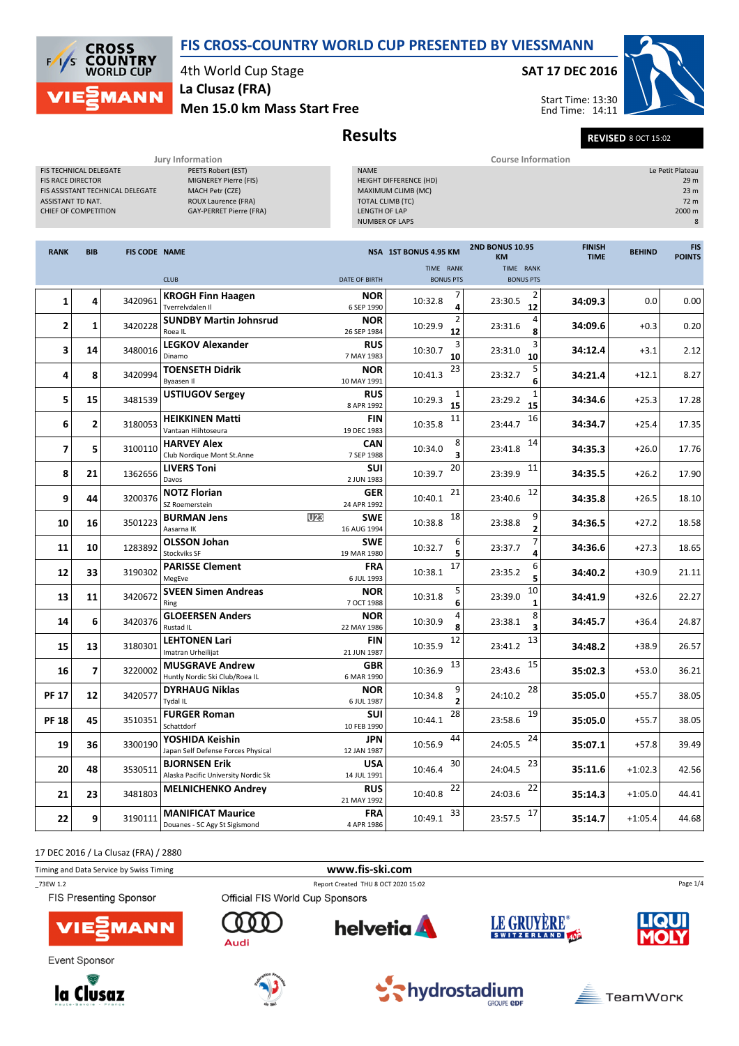# FIS CROSS-COUNTRY WORLD CUP PRESENTED BY VIESSMANN

4th World Cup Stage
La Clusaz (FRA)
Men 15.0 km Mass Start Free

SAT 17 DEC 2016

Start Time: 13:30
End Time: 14:11

## Results

**REVISED** 8 OCT 15:02

### Jury Information

| | |
|---|---|
| FIS TECHNICAL DELEGATE | PEETS Robert (EST) |
| FIS RACE DIRECTOR | MIGNEREY Pierre (FIS) |
| FIS ASSISTANT TECHNICAL DELEGATE | MACH Petr (CZE) |
| ASSISTANT TD NAT. | ROUX Laurence (FRA) |
| CHIEF OF COMPETITION | GAY-PERRET Pierre (FRA) |

### Course Information

| | |
|---|---|
| NAME | Le Petit Plateau |
| HEIGHT DIFFERENCE (HD) | 29 m |
| MAXIMUM CLIMB (MC) | 23 m |
| TOTAL CLIMB (TC) | 72 m |
| LENGTH OF LAP | 2000 m |
| NUMBER OF LAPS | 8 |

| RANK | BIB | FIS CODE | NAME / CLUB | NSA / DATE OF BIRTH | 1ST BONUS 4.95 KM TIME | RANK / BONUS PTS | 2ND BONUS 10.95 KM TIME | RANK / BONUS PTS | FINISH TIME | BEHIND | FIS POINTS |
|---|---|---|---|---|---|---|---|---|---|---|---|
| 1 | 4 | 3420961 | **KROGH Finn Haagen** Tverrelvdalen Il | NOR 6 SEP 1990 | 10:32.8 | 7 / 4 | 23:30.5 | 2 / 12 | **34:09.3** | 0.0 | 0.00 |
| 2 | 1 | 3420228 | **SUNDBY Martin Johnsrud** Roea IL | NOR 26 SEP 1984 | 10:29.9 | 2 / 12 | 23:31.6 | 4 / 8 | **34:09.6** | +0.3 | 0.20 |
| 3 | 14 | 3480016 | **LEGKOV Alexander** Dinamo | RUS 7 MAY 1983 | 10:30.7 | 3 / 10 | 23:31.0 | 3 / 10 | **34:12.4** | +3.1 | 2.12 |
| 4 | 8 | 3420994 | **TOENSETH Didrik** Byaasen Il | NOR 10 MAY 1991 | 10:41.3 | 23 | 23:32.7 | 5 / 6 | **34:21.4** | +12.1 | 8.27 |
| 5 | 15 | 3481539 | **USTIUGOV Sergey** | RUS 8 APR 1992 | 10:29.3 | 1 / 15 | 23:29.2 | 1 / 15 | **34:34.6** | +25.3 | 17.28 |
| 6 | 2 | 3180053 | **HEIKKINEN Matti** Vantaan Hiihtoseura | FIN 19 DEC 1983 | 10:35.8 | 11 | 23:44.7 | 16 | **34:34.7** | +25.4 | 17.35 |
| 7 | 5 | 3100110 | **HARVEY Alex** Club Nordique Mont St.Anne | CAN 7 SEP 1988 | 10:34.0 | 8 / 3 | 23:41.8 | 14 | **34:35.3** | +26.0 | 17.76 |
| 8 | 21 | 1362656 | **LIVERS Toni** Davos | SUI 2 JUN 1983 | 10:39.7 | 20 | 23:39.9 | 11 | **34:35.5** | +26.2 | 17.90 |
| 9 | 44 | 3200376 | **NOTZ Florian** SZ Roemerstein | GER 24 APR 1992 | 10:40.1 | 21 | 23:40.6 | 12 | **34:35.8** | +26.5 | 18.10 |
| 10 | 16 | 3501223 | **BURMAN Jens** U23 Aasarna IK | SWE 16 AUG 1994 | 10:38.8 | 18 | 23:38.8 | 9 / 2 | **34:36.5** | +27.2 | 18.58 |
| 11 | 10 | 1283892 | **OLSSON Johan** Stockviks SF | SWE 19 MAR 1980 | 10:32.7 | 6 / 5 | 23:37.7 | 7 / 4 | **34:36.6** | +27.3 | 18.65 |
| 12 | 33 | 3190302 | **PARISSE Clement** MegEve | FRA 6 JUL 1993 | 10:38.1 | 17 | 23:35.2 | 6 / 5 | **34:40.2** | +30.9 | 21.11 |
| 13 | 11 | 3420672 | **SVEEN Simen Andreas** Ring | NOR 7 OCT 1988 | 10:31.8 | 5 / 6 | 23:39.0 | 10 / 1 | **34:41.9** | +32.6 | 22.27 |
| 14 | 6 | 3420376 | **GLOEERSEN Anders** Rustad IL | NOR 22 MAY 1986 | 10:30.9 | 4 / 8 | 23:38.1 | 8 / 3 | **34:45.7** | +36.4 | 24.87 |
| 15 | 13 | 3180301 | **LEHTONEN Lari** Imatran Urheilijat | FIN 21 JUN 1987 | 10:35.9 | 12 | 23:41.2 | 13 | **34:48.2** | +38.9 | 26.57 |
| 16 | 7 | 3220002 | **MUSGRAVE Andrew** Huntly Nordic Ski Club/Roea IL | GBR 6 MAR 1990 | 10:36.9 | 13 | 23:43.6 | 15 | **35:02.3** | +53.0 | 36.21 |
| PF 17 | 12 | 3420577 | **DYRHAUG Niklas** Tydal IL | NOR 6 JUL 1987 | 10:34.8 | 9 / 2 | 24:10.2 | 28 | **35:05.0** | +55.7 | 38.05 |
| PF 18 | 45 | 3510351 | **FURGER Roman** Schattdorf | SUI 10 FEB 1990 | 10:44.1 | 28 | 23:58.6 | 19 | **35:05.0** | +55.7 | 38.05 |
| 19 | 36 | 3300190 | **YOSHIDA Keishin** Japan Self Defense Forces Physical | JPN 12 JAN 1987 | 10:56.9 | 44 | 24:05.5 | 24 | **35:07.1** | +57.8 | 39.49 |
| 20 | 48 | 3530511 | **BJORNSEN Erik** Alaska Pacific University Nordic Sk | USA 14 JUL 1991 | 10:46.4 | 30 | 24:04.5 | 23 | **35:11.6** | +1:02.3 | 42.56 |
| 21 | 23 | 3481803 | **MELNICHENKO Andrey** | RUS 21 MAY 1992 | 10:40.8 | 22 | 24:03.6 | 22 | **35:14.3** | +1:05.0 | 44.41 |
| 22 | 9 | 3190111 | **MANIFICAT Maurice** Douanes - SC Agy St Sigismond | FRA 4 APR 1986 | 10:49.1 | 33 | 23:57.5 | 17 | **35:14.7** | +1:05.4 | 44.68 |

17 DEC 2016 / La Clusaz (FRA) / 2880

Timing and Data Service by Swiss Timing — www.fis-ski.com

_73EW 1.2 — Report Created THU 8 OCT 2020 15:02

FIS Presenting Sponsor: VIESSMANN
Official FIS World Cup Sponsors: Audi, helvetia, LE GRUYÈRE SWITZERLAND AOP, LIQUI MOLY
Event Sponsor: la Clusaz, Fédération Française de Ski, hydrostadium Groupe EDF, TeamWork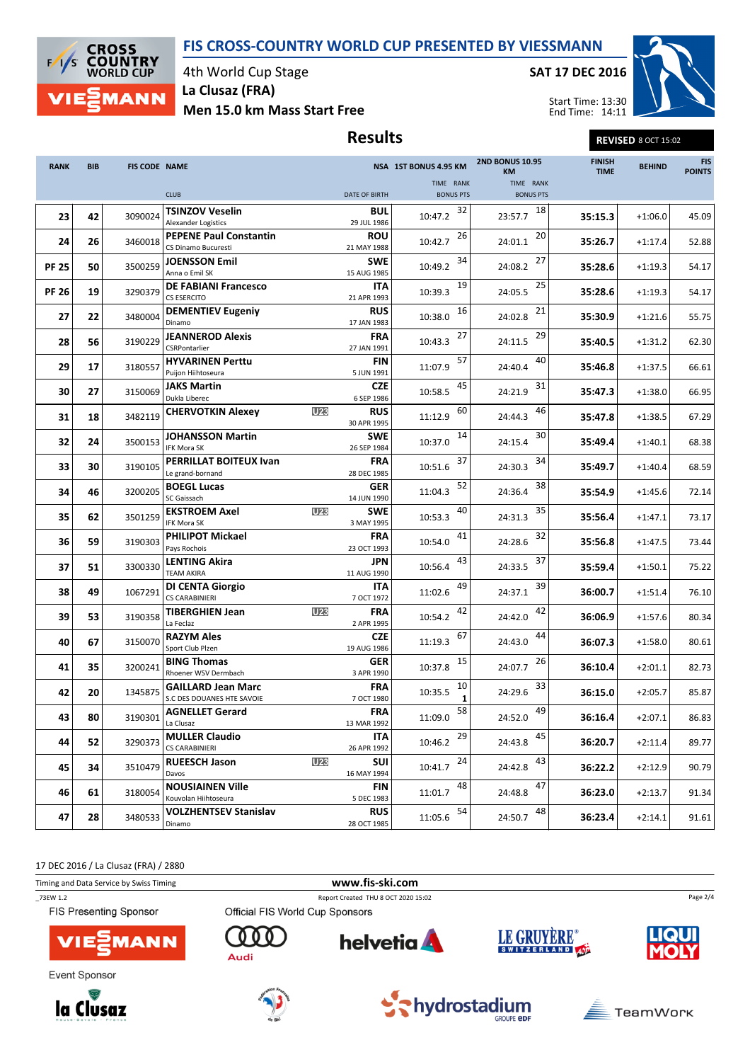# FIS CROSS-COUNTRY WORLD CUP PRESENTED BY VIESSMANN

4th World Cup Stage
La Clusaz (FRA)
Men 15.0 km Mass Start Free

SAT 17 DEC 2016

Start Time: 13:30
End Time: 14:11

## Results

**REVISED** 8 OCT 15:02

| RANK | BIB | FIS CODE | NAME / CLUB | | NSA / DATE OF BIRTH | 1ST BONUS 4.95 KM TIME | RANK / BONUS PTS | 2ND BONUS 10.95 KM TIME | RANK / BONUS PTS | FINISH TIME | BEHIND | FIS POINTS |
|---|---|---|---|---|---|---|---|---|---|---|---|---|
| 23 | 42 | 3090024 | **TSINZOV Veselin** Alexander Logistics | | **BUL** 29 JUL 1986 | 10:47.2 | 32 | 23:57.7 | 18 | **35:15.3** | +1:06.0 | 45.09 |
| 24 | 26 | 3460018 | **PEPENE Paul Constantin** CS Dinamo Bucuresti | | **ROU** 21 MAY 1988 | 10:42.7 | 26 | 24:01.1 | 20 | **35:26.7** | +1:17.4 | 52.88 |
| PF 25 | 50 | 3500259 | **JOENSSON Emil** Anna o Emil SK | | **SWE** 15 AUG 1985 | 10:49.2 | 34 | 24:08.2 | 27 | **35:28.6** | +1:19.3 | 54.17 |
| PF 26 | 19 | 3290379 | **DE FABIANI Francesco** CS ESERCITO | | **ITA** 21 APR 1993 | 10:39.3 | 19 | 24:05.5 | 25 | **35:28.6** | +1:19.3 | 54.17 |
| 27 | 22 | 3480004 | **DEMENTIEV Eugeniy** Dinamo | | **RUS** 17 JAN 1983 | 10:38.0 | 16 | 24:02.8 | 21 | **35:30.9** | +1:21.6 | 55.75 |
| 28 | 56 | 3190229 | **JEANNEROD Alexis** CSRPontarlier | | **FRA** 27 JAN 1991 | 10:43.3 | 27 | 24:11.5 | 29 | **35:40.5** | +1:31.2 | 62.30 |
| 29 | 17 | 3180557 | **HYVARINEN Perttu** Puijon Hiihtoseura | | **FIN** 5 JUN 1991 | 11:07.9 | 57 | 24:40.4 | 40 | **35:46.8** | +1:37.5 | 66.61 |
| 30 | 27 | 3150069 | **JAKS Martin** Dukla Liberec | | **CZE** 6 SEP 1986 | 10:58.5 | 45 | 24:21.9 | 31 | **35:47.3** | +1:38.0 | 66.95 |
| 31 | 18 | 3482119 | **CHERVOTKIN Alexey** | U23 | **RUS** 30 APR 1995 | 11:12.9 | 60 | 24:44.3 | 46 | **35:47.8** | +1:38.5 | 67.29 |
| 32 | 24 | 3500153 | **JOHANSSON Martin** IFK Mora SK | | **SWE** 26 SEP 1984 | 10:37.0 | 14 | 24:15.4 | 30 | **35:49.4** | +1:40.1 | 68.38 |
| 33 | 30 | 3190105 | **PERRILLAT BOITEUX Ivan** Le grand-bornand | | **FRA** 28 DEC 1985 | 10:51.6 | 37 | 24:30.3 | 34 | **35:49.7** | +1:40.4 | 68.59 |
| 34 | 46 | 3200205 | **BOEGL Lucas** SC Gaissach | | **GER** 14 JUN 1990 | 11:04.3 | 52 | 24:36.4 | 38 | **35:54.9** | +1:45.6 | 72.14 |
| 35 | 62 | 3501259 | **EKSTROEM Axel** IFK Mora SK | U23 | **SWE** 3 MAY 1995 | 10:53.3 | 40 | 24:31.3 | 35 | **35:56.4** | +1:47.1 | 73.17 |
| 36 | 59 | 3190303 | **PHILIPOT Mickael** Pays Rochois | | **FRA** 23 OCT 1993 | 10:54.0 | 41 | 24:28.6 | 32 | **35:56.8** | +1:47.5 | 73.44 |
| 37 | 51 | 3300330 | **LENTING Akira** TEAM AKIRA | | **JPN** 11 AUG 1990 | 10:56.4 | 43 | 24:33.5 | 37 | **35:59.4** | +1:50.1 | 75.22 |
| 38 | 49 | 1067291 | **DI CENTA Giorgio** CS CARABINIERI | | **ITA** 7 OCT 1972 | 11:02.6 | 49 | 24:37.1 | 39 | **36:00.7** | +1:51.4 | 76.10 |
| 39 | 53 | 3190358 | **TIBERGHIEN Jean** La Feclaz | U23 | **FRA** 2 APR 1995 | 10:54.2 | 42 | 24:42.0 | 42 | **36:06.9** | +1:57.6 | 80.34 |
| 40 | 67 | 3150070 | **RAZYM Ales** Sport Club Plzen | | **CZE** 19 AUG 1986 | 11:19.3 | 67 | 24:43.0 | 44 | **36:07.3** | +1:58.0 | 80.61 |
| 41 | 35 | 3200241 | **BING Thomas** Rhoener WSV Dermbach | | **GER** 3 APR 1990 | 10:37.8 | 15 | 24:07.7 | 26 | **36:10.4** | +2:01.1 | 82.73 |
| 42 | 20 | 1345875 | **GAILLARD Jean Marc** S.C DES DOUANES HTE SAVOIE | | **FRA** 7 OCT 1980 | 10:35.5 | 10 / 1 | 24:29.6 | 33 | **36:15.0** | +2:05.7 | 85.87 |
| 43 | 80 | 3190301 | **AGNELLET Gerard** La Clusaz | | **FRA** 13 MAR 1992 | 11:09.0 | 58 | 24:52.0 | 49 | **36:16.4** | +2:07.1 | 86.83 |
| 44 | 52 | 3290373 | **MULLER Claudio** CS CARABINIERI | | **ITA** 26 APR 1992 | 10:46.2 | 29 | 24:43.8 | 45 | **36:20.7** | +2:11.4 | 89.77 |
| 45 | 34 | 3510479 | **RUEESCH Jason** Davos | U23 | **SUI** 16 MAY 1994 | 10:41.7 | 24 | 24:42.8 | 43 | **36:22.2** | +2:12.9 | 90.79 |
| 46 | 61 | 3180054 | **NOUSIAINEN Ville** Kouvolan Hiihtoseura | | **FIN** 5 DEC 1983 | 11:01.7 | 48 | 24:48.8 | 47 | **36:23.0** | +2:13.7 | 91.34 |
| 47 | 28 | 3480533 | **VOLZHENTSEV Stanislav** Dinamo | | **RUS** 28 OCT 1985 | 11:05.6 | 54 | 24:50.7 | 48 | **36:23.4** | +2:14.1 | 91.61 |

17 DEC 2016 / La Clusaz (FRA) / 2880

Timing and Data Service by Swiss Timing — www.fis-ski.com

_73EW 1.2 — Report Created THU 8 OCT 2020 15:02

FIS Presenting Sponsor: VIESSMANN

Official FIS World Cup Sponsors: Audi, helvetia, LE GRUYÈRE SWITZERLAND AOP, LIQUI MOLY

Event Sponsor: la Clusaz, hydrostadium GROUPE EDF, TeamWork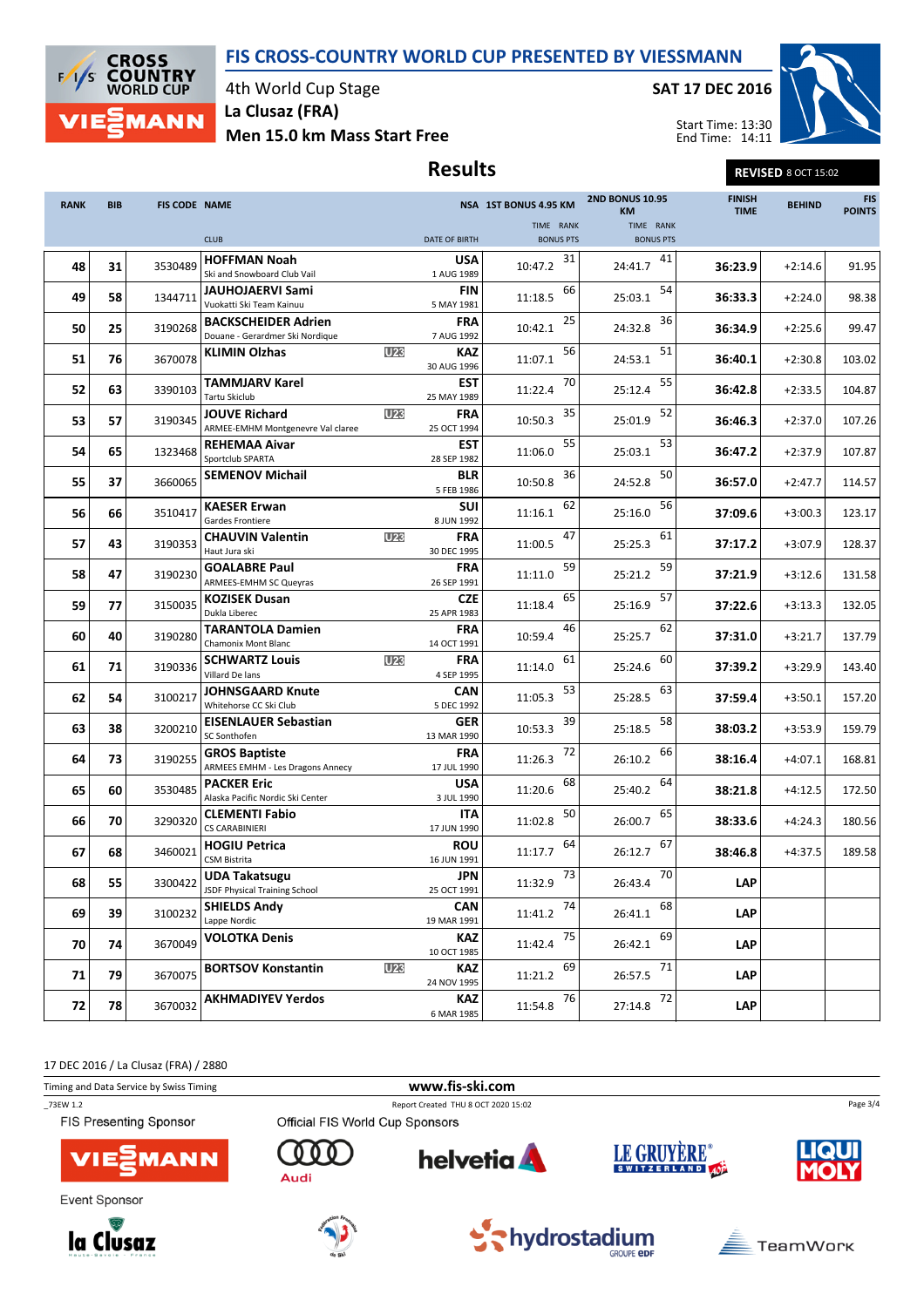# FIS CROSS-COUNTRY WORLD CUP PRESENTED BY VIESSMANN

4th World Cup Stage
La Clusaz (FRA)
Men 15.0 km Mass Start Free

SAT 17 DEC 2016

Start Time: 13:30
End Time: 14:11

## Results

REVISED 8 OCT 15:02

| RANK | BIB | FIS CODE | NAME / CLUB | | NSA / DATE OF BIRTH | 1ST BONUS 4.95 KM TIME | RANK / BONUS PTS | 2ND BONUS 10.95 KM TIME | RANK / BONUS PTS | FINISH TIME | BEHIND | FIS POINTS |
|---|---|---|---|---|---|---|---|---|---|---|---|---|
| 48 | 31 | 3530489 | **HOFFMAN Noah** Ski and Snowboard Club Vail | | USA 1 AUG 1989 | 10:47.2 | 31 | 24:41.7 | 41 | **36:23.9** | +2:14.6 | 91.95 |
| 49 | 58 | 1344711 | **JAUHOJAERVI Sami** Vuokatti Ski Team Kainuu | | FIN 5 MAY 1981 | 11:18.5 | 66 | 25:03.1 | 54 | **36:33.3** | +2:24.0 | 98.38 |
| 50 | 25 | 3190268 | **BACKSCHEIDER Adrien** Douane - Gerardmer Ski Nordique | | FRA 7 AUG 1992 | 10:42.1 | 25 | 24:32.8 | 36 | **36:34.9** | +2:25.6 | 99.47 |
| 51 | 76 | 3670078 | **KLIMIN Olzhas** | U23 | KAZ 30 AUG 1996 | 11:07.1 | 56 | 24:53.1 | 51 | **36:40.1** | +2:30.8 | 103.02 |
| 52 | 63 | 3390103 | **TAMMJARV Karel** Tartu Skiclub | | EST 25 MAY 1989 | 11:22.4 | 70 | 25:12.4 | 55 | **36:42.8** | +2:33.5 | 104.87 |
| 53 | 57 | 3190345 | **JOUVE Richard** ARMEE-EMHM Montgenevre Val claree | U23 | FRA 25 OCT 1994 | 10:50.3 | 35 | 25:01.9 | 52 | **36:46.3** | +2:37.0 | 107.26 |
| 54 | 65 | 1323468 | **REHEMAA Aivar** Sportclub SPARTA | | EST 28 SEP 1982 | 11:06.0 | 55 | 25:03.1 | 53 | **36:47.2** | +2:37.9 | 107.87 |
| 55 | 37 | 3660065 | **SEMENOV Michail** | | BLR 5 FEB 1986 | 10:50.8 | 36 | 24:52.8 | 50 | **36:57.0** | +2:47.7 | 114.57 |
| 56 | 66 | 3510417 | **KAESER Erwan** Gardes Frontiere | | SUI 8 JUN 1992 | 11:16.1 | 62 | 25:16.0 | 56 | **37:09.6** | +3:00.3 | 123.17 |
| 57 | 43 | 3190353 | **CHAUVIN Valentin** Haut Jura ski | U23 | FRA 30 DEC 1995 | 11:00.5 | 47 | 25:25.3 | 61 | **37:17.2** | +3:07.9 | 128.37 |
| 58 | 47 | 3190230 | **GOALABRE Paul** ARMEES-EMHM SC Queyras | | FRA 26 SEP 1991 | 11:11.0 | 59 | 25:21.2 | 59 | **37:21.9** | +3:12.6 | 131.58 |
| 59 | 77 | 3150035 | **KOZISEK Dusan** Dukla Liberec | | CZE 25 APR 1983 | 11:18.4 | 65 | 25:16.9 | 57 | **37:22.6** | +3:13.3 | 132.05 |
| 60 | 40 | 3190280 | **TARANTOLA Damien** Chamonix Mont Blanc | | FRA 14 OCT 1991 | 10:59.4 | 46 | 25:25.7 | 62 | **37:31.0** | +3:21.7 | 137.79 |
| 61 | 71 | 3190336 | **SCHWARTZ Louis** Villard De lans | U23 | FRA 4 SEP 1995 | 11:14.0 | 61 | 25:24.6 | 60 | **37:39.2** | +3:29.9 | 143.40 |
| 62 | 54 | 3100217 | **JOHNSGAARD Knute** Whitehorse CC Ski Club | | CAN 5 DEC 1992 | 11:05.3 | 53 | 25:28.5 | 63 | **37:59.4** | +3:50.1 | 157.20 |
| 63 | 38 | 3200210 | **EISENLAUER Sebastian** SC Sonthofen | | GER 13 MAR 1990 | 10:53.3 | 39 | 25:18.5 | 58 | **38:03.2** | +3:53.9 | 159.79 |
| 64 | 73 | 3190255 | **GROS Baptiste** ARMEES EMHM - Les Dragons Annecy | | FRA 17 JUL 1990 | 11:26.3 | 72 | 26:10.2 | 66 | **38:16.4** | +4:07.1 | 168.81 |
| 65 | 60 | 3530485 | **PACKER Eric** Alaska Pacific Nordic Ski Center | | USA 3 JUL 1990 | 11:20.6 | 68 | 25:40.2 | 64 | **38:21.8** | +4:12.5 | 172.50 |
| 66 | 70 | 3290320 | **CLEMENTI Fabio** CS CARABINIERI | | ITA 17 JUN 1990 | 11:02.8 | 50 | 26:00.7 | 65 | **38:33.6** | +4:24.3 | 180.56 |
| 67 | 68 | 3460021 | **HOGIU Petrica** CSM Bistrita | | ROU 16 JUN 1991 | 11:17.7 | 64 | 26:12.7 | 67 | **38:46.8** | +4:37.5 | 189.58 |
| 68 | 55 | 3300422 | **UDA Takatsugu** JSDF Physical Training School | | JPN 25 OCT 1991 | 11:32.9 | 73 | 26:43.4 | 70 | **LAP** | | |
| 69 | 39 | 3100232 | **SHIELDS Andy** Lappe Nordic | | CAN 19 MAR 1991 | 11:41.2 | 74 | 26:41.1 | 68 | **LAP** | | |
| 70 | 74 | 3670049 | **VOLOTKA Denis** | | KAZ 10 OCT 1985 | 11:42.4 | 75 | 26:42.1 | 69 | **LAP** | | |
| 71 | 79 | 3670075 | **BORTSOV Konstantin** | U23 | KAZ 24 NOV 1995 | 11:21.2 | 69 | 26:57.5 | 71 | **LAP** | | |
| 72 | 78 | 3670032 | **AKHMADIYEV Yerdos** | | KAZ 6 MAR 1985 | 11:54.8 | 76 | 27:14.8 | 72 | **LAP** | | |

17 DEC 2016 / La Clusaz (FRA) / 2880

Timing and Data Service by Swiss Timing

www.fis-ski.com

_73EW 1.2 Report Created THU 8 OCT 2020 15:02

FIS Presenting Sponsor: VIESSMANN

Official FIS World Cup Sponsors: Audi, helvetia, Le Gruyère Switzerland, Liqui Moly

Event Sponsor: la Clusaz, hydrostadium, TeamWork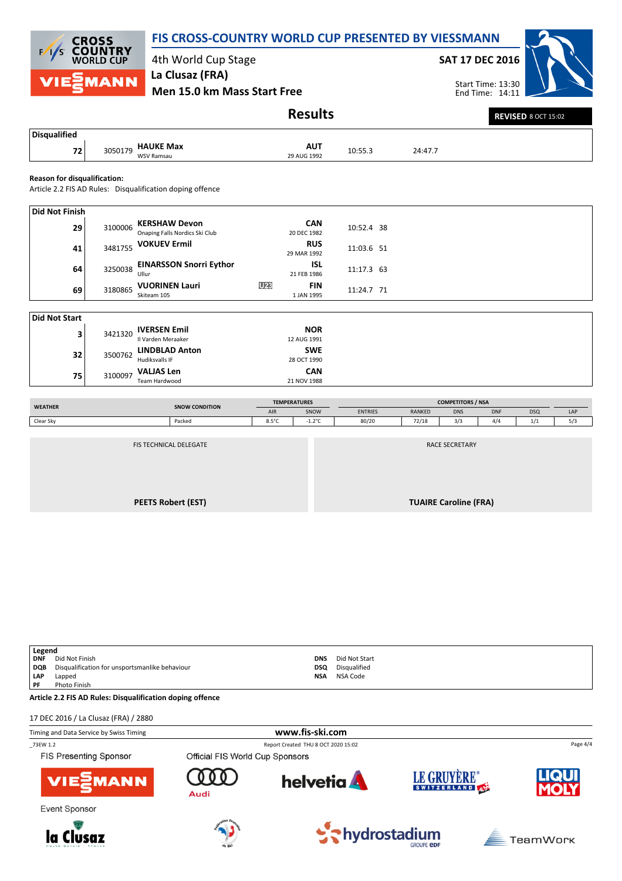# FIS CROSS-COUNTRY WORLD CUP PRESENTED BY VIESSMANN

4th World Cup Stage
La Clusaz (FRA)
Men 15.0 km Mass Start Free

SAT 17 DEC 2016

Start Time: 13:30
End Time: 14:11

## Results

**REVISED** 8 OCT 15:02

**Disqualified**

| | | | | | | |
|---|---|---|---|---|---|---|
| 72 | 3050179 | **HAUKE Max** WSV Ramsau | | **AUT** 29 AUG 1992 | 10:55.3 | 24:47.7 |

**Reason for disqualification:**
Article 2.2 FIS AD Rules: Disqualification doping offence

**Did Not Finish**

| | | | | | |
|---|---|---|---|---|---|
| 29 | 3100006 | **KERSHAW Devon** Onaping Falls Nordics Ski Club | | **CAN** 20 DEC 1982 | 10:52.4 38 |
| 41 | 3481755 | **VOKUEV Ermil** | | **RUS** 29 MAR 1992 | 11:03.6 51 |
| 64 | 3250038 | **EINARSSON Snorri Eythor** Ullur | | **ISL** 21 FEB 1986 | 11:17.3 63 |
| 69 | 3180865 | **VUORINEN Lauri** Skiteam 105 | U23 | **FIN** 1 JAN 1995 | 11:24.7 71 |

**Did Not Start**

| | | | |
|---|---|---|---|
| 3 | 3421320 | **IVERSEN Emil** Il Varden Meraaker | **NOR** 12 AUG 1991 |
| 32 | 3500762 | **LINDBLAD Anton** Hudiksvalls IF | **SWE** 28 OCT 1990 |
| 75 | 3100097 | **VALJAS Len** Team Hardwood | **CAN** 21 NOV 1988 |

| WEATHER | SNOW CONDITION | TEMPERATURES | | COMPETITORS / NSA | | | | | |
|---|---|---|---|---|---|---|---|---|---|
| | | AIR | SNOW | ENTRIES | RANKED | DNS | DNF | DSQ | LAP |
| Clear Sky | Packed | 8.5°C | -1.2°C | 80/20 | 72/18 | 3/3 | 4/4 | 1/1 | 5/3 |

| FIS TECHNICAL DELEGATE | RACE SECRETARY |
|---|---|
| **PEETS Robert (EST)** | **TUAIRE Caroline (FRA)** |

**Legend**

| | | | |
|---|---|---|---|
| **DNF** | Did Not Finish | **DNS** | Did Not Start |
| **DQB** | Disqualification for unsportsmanlike behaviour | **DSQ** | Disqualified |
| **LAP** | Lapped | **NSA** | NSA Code |
| **PF** | Photo Finish | | |

**Article 2.2 FIS AD Rules: Disqualification doping offence**

17 DEC 2016 / La Clusaz (FRA) / 2880

Timing and Data Service by Swiss Timing — www.fis-ski.com

_73EW 1.2 — Report Created THU 8 OCT 2020 15:02

FIS Presenting Sponsor — Official FIS World Cup Sponsors

Event Sponsor